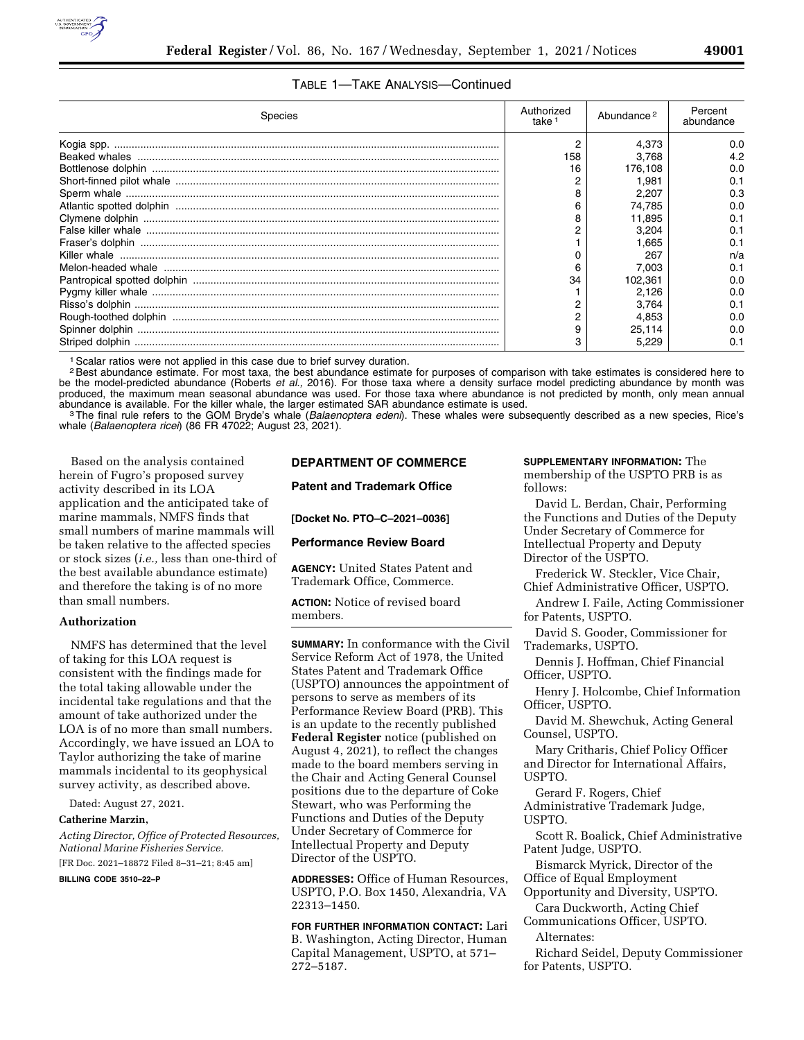TABLE 1—TAKE ANALYSIS—Continued

| Species | Authorized take [1] | Abundance [2] | Percent abundance |
|---|---|---|---|
| Kogia spp. | 2 | 4,373 | 0.0 |
| Beaked whales | 158 | 3,768 | 4.2 |
| Bottlenose dolphin | 16 | 176,108 | 0.0 |
| Short-finned pilot whale | 2 | 1,981 | 0.1 |
| Sperm whale | 8 | 2,207 | 0.3 |
| Atlantic spotted dolphin | 6 | 74,785 | 0.0 |
| Clymene dolphin | 8 | 11,895 | 0.1 |
| False killer whale | 2 | 3,204 | 0.1 |
| Fraser's dolphin | 1 | 1,665 | 0.1 |
| Killer whale | 0 | 267 | n/a |
| Melon-headed whale | 6 | 7,003 | 0.1 |
| Pantropical spotted dolphin | 34 | 102,361 | 0.0 |
| Pygmy killer whale | 1 | 2,126 | 0.0 |
| Risso's dolphin | 2 | 3,764 | 0.1 |
| Rough-toothed dolphin | 2 | 4,853 | 0.0 |
| Spinner dolphin | 9 | 25,114 | 0.0 |
| Striped dolphin | 3 | 5,229 | 0.1 |

[1] Scalar ratios were not applied in this case due to brief survey duration.

[2] Best abundance estimate. For most taxa, the best abundance estimate for purposes of comparison with take estimates is considered here to be the model-predicted abundance (Roberts *et al.,* 2016). For those taxa where a density surface model predicting abundance by month was produced, the maximum mean seasonal abundance was used. For those taxa where abundance is not predicted by month, only mean annual abundance is available. For the killer whale, the larger estimated SAR abundance estimate is used.

[3] The final rule refers to the GOM Bryde's whale (*Balaenoptera edeni*). These whales were subsequently described as a new species, Rice's whale (*Balaenoptera ricei*) (86 FR 47022; August 23, 2021).

Based on the analysis contained herein of Fugro's proposed survey activity described in its LOA application and the anticipated take of marine mammals, NMFS finds that small numbers of marine mammals will be taken relative to the affected species or stock sizes (*i.e.,* less than one-third of the best available abundance estimate) and therefore the taking is of no more than small numbers.

## Authorization

NMFS has determined that the level of taking for this LOA request is consistent with the findings made for the total taking allowable under the incidental take regulations and that the amount of take authorized under the LOA is of no more than small numbers. Accordingly, we have issued an LOA to Taylor authorizing the take of marine mammals incidental to its geophysical survey activity, as described above.

Dated: August 27, 2021.

**Catherine Marzin,**

*Acting Director, Office of Protected Resources, National Marine Fisheries Service.*

[FR Doc. 2021–18872 Filed 8–31–21; 8:45 am]

**BILLING CODE 3510–22–P**

## DEPARTMENT OF COMMERCE

## Patent and Trademark Office

**[Docket No. PTO–C–2021–0036]**

## Performance Review Board

**AGENCY:** United States Patent and Trademark Office, Commerce.

**ACTION:** Notice of revised board members.

**SUMMARY:** In conformance with the Civil Service Reform Act of 1978, the United States Patent and Trademark Office (USPTO) announces the appointment of persons to serve as members of its Performance Review Board (PRB). This is an update to the recently published **Federal Register** notice (published on August 4, 2021), to reflect the changes made to the board members serving in the Chair and Acting General Counsel positions due to the departure of Coke Stewart, who was Performing the Functions and Duties of the Deputy Under Secretary of Commerce for Intellectual Property and Deputy Director of the USPTO.

**ADDRESSES:** Office of Human Resources, USPTO, P.O. Box 1450, Alexandria, VA 22313–1450.

**FOR FURTHER INFORMATION CONTACT:** Lari B. Washington, Acting Director, Human Capital Management, USPTO, at 571–272–5187.

**SUPPLEMENTARY INFORMATION:** The membership of the USPTO PRB is as follows:

David L. Berdan, Chair, Performing the Functions and Duties of the Deputy Under Secretary of Commerce for Intellectual Property and Deputy Director of the USPTO.

Frederick W. Steckler, Vice Chair, Chief Administrative Officer, USPTO.

Andrew I. Faile, Acting Commissioner for Patents, USPTO.

David S. Gooder, Commissioner for Trademarks, USPTO.

Dennis J. Hoffman, Chief Financial Officer, USPTO.

Henry J. Holcombe, Chief Information Officer, USPTO.

David M. Shewchuk, Acting General Counsel, USPTO.

Mary Critharis, Chief Policy Officer and Director for International Affairs, USPTO.

Gerard F. Rogers, Chief Administrative Trademark Judge, USPTO.

Scott R. Boalick, Chief Administrative Patent Judge, USPTO.

Bismarck Myrick, Director of the Office of Equal Employment Opportunity and Diversity, USPTO.

Cara Duckworth, Acting Chief Communications Officer, USPTO.

Alternates:

Richard Seidel, Deputy Commissioner for Patents, USPTO.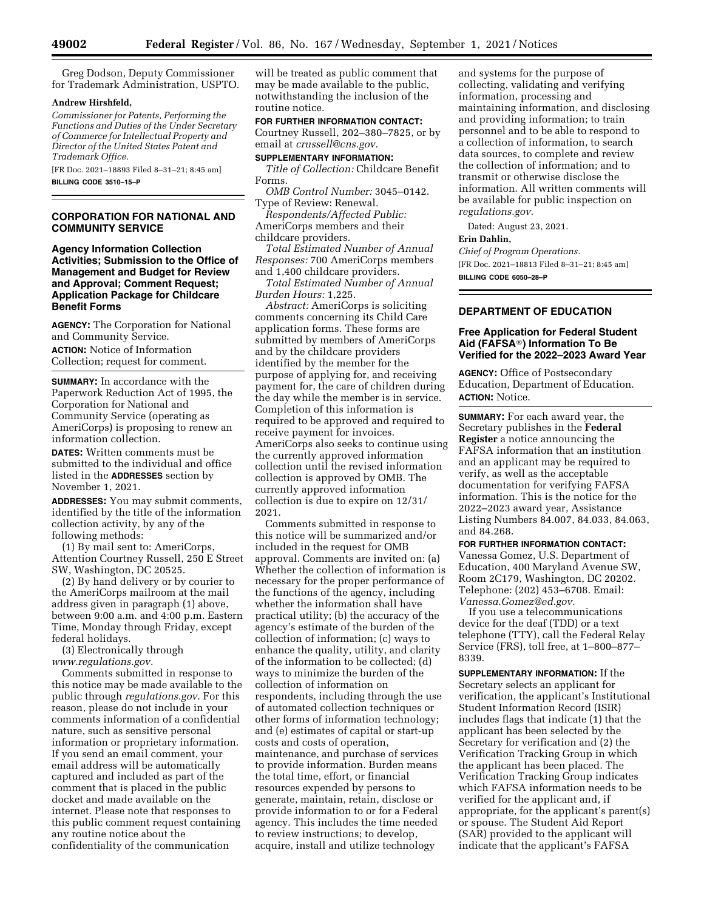Greg Dodson, Deputy Commissioner for Trademark Administration, USPTO.

**Andrew Hirshfeld,**

*Commissioner for Patents, Performing the Functions and Duties of the Under Secretary of Commerce for Intellectual Property and Director of the United States Patent and Trademark Office.*

[FR Doc. 2021–18893 Filed 8–31–21; 8:45 am]

**BILLING CODE 3510–15–P**

## CORPORATION FOR NATIONAL AND COMMUNITY SERVICE

### Agency Information Collection Activities; Submission to the Office of Management and Budget for Review and Approval; Comment Request; Application Package for Childcare Benefit Forms

**AGENCY:** The Corporation for National and Community Service.

**ACTION:** Notice of Information Collection; request for comment.

**SUMMARY:** In accordance with the Paperwork Reduction Act of 1995, the Corporation for National and Community Service (operating as AmeriCorps) is proposing to renew an information collection.

**DATES:** Written comments must be submitted to the individual and office listed in the **ADDRESSES** section by November 1, 2021.

**ADDRESSES:** You may submit comments, identified by the title of the information collection activity, by any of the following methods:

(1) By mail sent to: AmeriCorps, Attention Courtney Russell, 250 E Street SW, Washington, DC 20525.

(2) By hand delivery or by courier to the AmeriCorps mailroom at the mail address given in paragraph (1) above, between 9:00 a.m. and 4:00 p.m. Eastern Time, Monday through Friday, except federal holidays.

(3) Electronically through *www.regulations.gov.*

Comments submitted in response to this notice may be made available to the public through *regulations.gov*. For this reason, please do not include in your comments information of a confidential nature, such as sensitive personal information or proprietary information. If you send an email comment, your email address will be automatically captured and included as part of the comment that is placed in the public docket and made available on the internet. Please note that responses to this public comment request containing any routine notice about the confidentiality of the communication will be treated as public comment that may be made available to the public, notwithstanding the inclusion of the routine notice.

**FOR FURTHER INFORMATION CONTACT:** Courtney Russell, 202–380–7825, or by email at *crussell@cns.gov.*

**SUPPLEMENTARY INFORMATION:**

*Title of Collection:* Childcare Benefit Forms.

*OMB Control Number:* 3045–0142.

Type of Review: Renewal.

*Respondents/Affected Public:* AmeriCorps members and their childcare providers.

*Total Estimated Number of Annual Responses:* 700 AmeriCorps members and 1,400 childcare providers.

*Total Estimated Number of Annual Burden Hours:* 1,225.

*Abstract:* AmeriCorps is soliciting comments concerning its Child Care application forms. These forms are submitted by members of AmeriCorps and by the childcare providers identified by the member for the purpose of applying for, and receiving payment for, the care of children during the day while the member is in service. Completion of this information is required to be approved and required to receive payment for invoices. AmeriCorps also seeks to continue using the currently approved information collection until the revised information collection is approved by OMB. The currently approved information collection is due to expire on 12/31/2021.

Comments submitted in response to this notice will be summarized and/or included in the request for OMB approval. Comments are invited on: (a) Whether the collection of information is necessary for the proper performance of the functions of the agency, including whether the information shall have practical utility; (b) the accuracy of the agency's estimate of the burden of the collection of information; (c) ways to enhance the quality, utility, and clarity of the information to be collected; (d) ways to minimize the burden of the collection of information on respondents, including through the use of automated collection techniques or other forms of information technology; and (e) estimates of capital or start-up costs and costs of operation, maintenance, and purchase of services to provide information. Burden means the total time, effort, or financial resources expended by persons to generate, maintain, retain, disclose or provide information to or for a Federal agency. This includes the time needed to review instructions; to develop, acquire, install and utilize technology and systems for the purpose of collecting, validating and verifying information, processing and maintaining information, and disclosing and providing information; to train personnel and to be able to respond to a collection of information, to search data sources, to complete and review the collection of information; and to transmit or otherwise disclose the information. All written comments will be available for public inspection on *regulations.gov*.

Dated: August 23, 2021.

**Erin Dahlin,**

*Chief of Program Operations.*

[FR Doc. 2021–18813 Filed 8–31–21; 8:45 am]

**BILLING CODE 6050–28–P**

## DEPARTMENT OF EDUCATION

### Free Application for Federal Student Aid (FAFSA®) Information To Be Verified for the 2022–2023 Award Year

**AGENCY:** Office of Postsecondary Education, Department of Education.

**ACTION:** Notice.

**SUMMARY:** For each award year, the Secretary publishes in the **Federal Register** a notice announcing the FAFSA information that an institution and an applicant may be required to verify, as well as the acceptable documentation for verifying FAFSA information. This is the notice for the 2022–2023 award year, Assistance Listing Numbers 84.007, 84.033, 84.063, and 84.268.

**FOR FURTHER INFORMATION CONTACT:** Vanessa Gomez, U.S. Department of Education, 400 Maryland Avenue SW, Room 2C179, Washington, DC 20202. Telephone: (202) 453–6708. Email: *Vanessa.Gomez@ed.gov.*

If you use a telecommunications device for the deaf (TDD) or a text telephone (TTY), call the Federal Relay Service (FRS), toll free, at 1–800–877–8339.

**SUPPLEMENTARY INFORMATION:** If the Secretary selects an applicant for verification, the applicant's Institutional Student Information Record (ISIR) includes flags that indicate (1) that the applicant has been selected by the Secretary for verification and (2) the Verification Tracking Group in which the applicant has been placed. The Verification Tracking Group indicates which FAFSA information needs to be verified for the applicant and, if appropriate, for the applicant's parent(s) or spouse. The Student Aid Report (SAR) provided to the applicant will indicate that the applicant's FAFSA